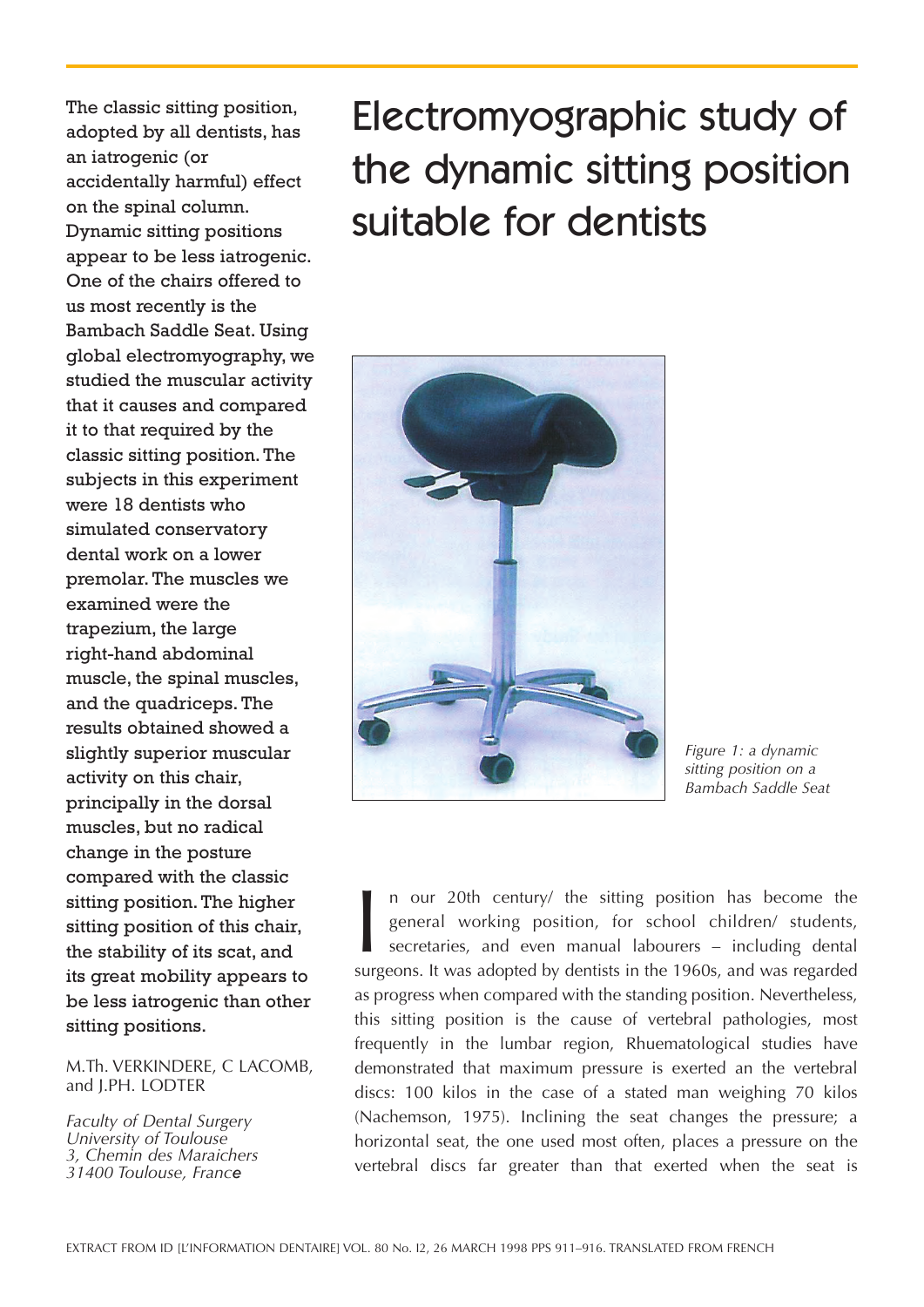# Electromyographic study of the dynamic sitting position suitable for dentists

**The classic sitting position, adopted by all dentists, has an iatrogenic (or accidentally harmful) effect on the spinal column. Dynamic sitting positions appear to be less iatrogenic. One of the chairs offered to us most recently is the Bambach Saddle Seat. Using global electromyography, we studied the muscular activity that it causes and compared it to that required by the classic sitting position. The subjects in this experiment were 18 dentists who simulated conservatory dental work on a lower premolar. The muscles we examined were the trapezium, the large right-hand abdominal muscle, the spinal muscles, and the quadriceps. The results obtained showed a slightly superior muscular activity on this chair, principally in the dorsal muscles, but no radical change in the posture compared with the classic sitting position. The higher sitting position of this chair, the stability of its scat, and its great mobility appears to be less iatrogenic than other sitting positions.**

M.Th. VERKINDERE, C LACOMB, and J.PH. LODTER

*Faculty of Dental Surgery*
*University of Toulouse*
*3, Chemin des Maraichers*
*31400 Toulouse, France*

*Figure 1: a dynamic sitting position on a Bambach Saddle Seat*

In our 20th century/ the sitting position has become the general working position, for school children/ students, secretaries, and even manual labourers – including dental surgeons. It was adopted by dentists in the 1960s, and was regarded as progress when compared with the standing position. Nevertheless, this sitting position is the cause of vertebral pathologies, most frequently in the lumbar region, Rhuematological studies have demonstrated that maximum pressure is exerted an the vertebral discs: 100 kilos in the case of a stated man weighing 70 kilos (Nachemson, 1975). Inclining the seat changes the pressure; a horizontal seat, the one used most often, places a pressure on the vertebral discs far greater than that exerted when the seat is

EXTRACT FROM ID [L'INFORMATION DENTAIRE] VOL. 80 No. I2, 26 MARCH 1998 PPS 911–916. TRANSLATED FROM FRENCH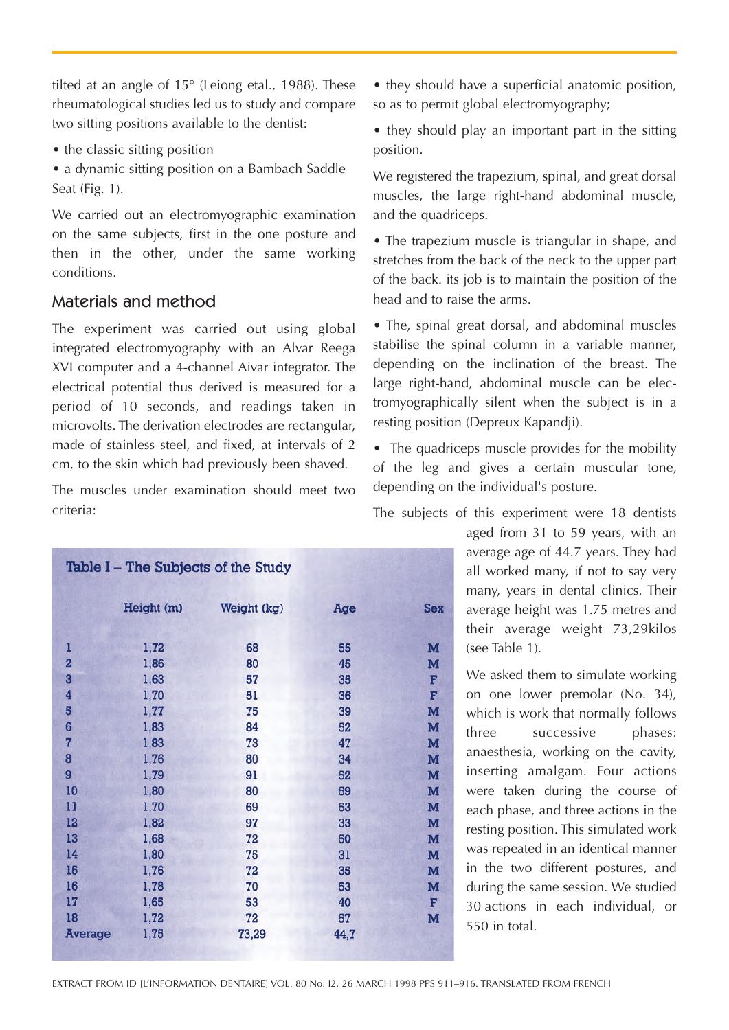tilted at an angle of 15° (Leiong etal., 1988). These rheumatological studies led us to study and compare two sitting positions available to the dentist:

- the classic sitting position
- a dynamic sitting position on a Bambach Saddle Seat (Fig. 1).

We carried out an electromyographic examination on the same subjects, first in the one posture and then in the other, under the same working conditions.

## Materials and method

The experiment was carried out using global integrated electromyography with an Alvar Reega XVI computer and a 4-channel Aivar integrator. The electrical potential thus derived is measured for a period of 10 seconds, and readings taken in microvolts. The derivation electrodes are rectangular, made of stainless steel, and fixed, at intervals of 2 cm, to the skin which had previously been shaved.

The muscles under examination should meet two criteria:

- they should have a superficial anatomic position, so as to permit global electromyography;
- they should play an important part in the sitting position.

We registered the trapezium, spinal, and great dorsal muscles, the large right-hand abdominal muscle, and the quadriceps.

- The trapezium muscle is triangular in shape, and stretches from the back of the neck to the upper part of the back. its job is to maintain the position of the head and to raise the arms.
- The, spinal great dorsal, and abdominal muscles stabilise the spinal column in a variable manner, depending on the inclination of the breast. The large right-hand, abdominal muscle can be electromyographically silent when the subject is in a resting position (Depreux Kapandji).
- The quadriceps muscle provides for the mobility of the leg and gives a certain muscular tone, depending on the individual's posture.

The subjects of this experiment were 18 dentists aged from 31 to 59 years, with an average age of 44.7 years. They had all worked many, if not to say very many, years in dental clinics. Their average height was 1.75 metres and their average weight 73,29kilos (see Table 1).

We asked them to simulate working on one lower premolar (No. 34), which is work that normally follows three successive phases: anaesthesia, working on the cavity, inserting amalgam. Four actions were taken during the course of each phase, and three actions in the resting position. This simulated work was repeated in an identical manner in the two different postures, and during the same session. We studied 30 actions in each individual, or 550 in total.

**Table I – The Subjects of the Study**

| | Height (m) | Weight (kg) | Age | Sex |
|---|---|---|---|---|
| 1 | 1,72 | 68 | 55 | M |
| 2 | 1,86 | 80 | 45 | M |
| 3 | 1,63 | 57 | 35 | F |
| 4 | 1,70 | 51 | 36 | F |
| 5 | 1,77 | 75 | 39 | M |
| 6 | 1,83 | 84 | 52 | M |
| 7 | 1,83 | 73 | 47 | M |
| 8 | 1,76 | 80 | 34 | M |
| 9 | 1,79 | 91 | 52 | M |
| 10 | 1,80 | 80 | 59 | M |
| 11 | 1,70 | 69 | 53 | M |
| 12 | 1,82 | 97 | 33 | M |
| 13 | 1,68 | 72 | 50 | M |
| 14 | 1,80 | 75 | 31 | M |
| 15 | 1,76 | 72 | 35 | M |
| 16 | 1,78 | 70 | 53 | M |
| 17 | 1,65 | 53 | 40 | F |
| 18 | 1,72 | 72 | 57 | M |
| Average | 1,75 | 73,29 | 44,7 | |

EXTRACT FROM ID [L'INFORMATION DENTAIRE] VOL. 80 No. I2, 26 MARCH 1998 PPS 911–916. TRANSLATED FROM FRENCH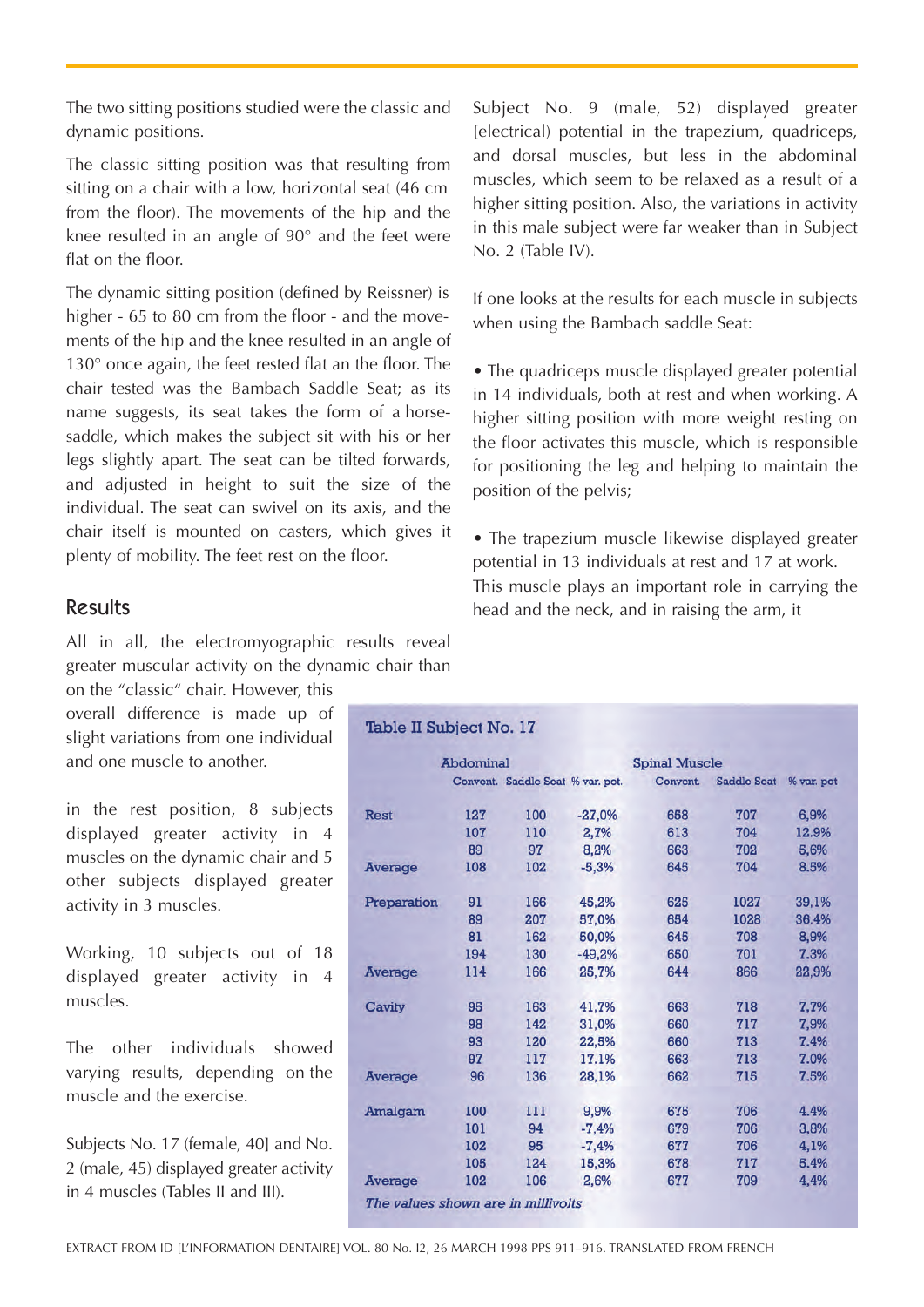The two sitting positions studied were the classic and dynamic positions.

The classic sitting position was that resulting from sitting on a chair with a low, horizontal seat (46 cm from the floor). The movements of the hip and the knee resulted in an angle of 90° and the feet were flat on the floor.

The dynamic sitting position (defined by Reissner) is higher - 65 to 80 cm from the floor - and the movements of the hip and the knee resulted in an angle of 130° once again, the feet rested flat an the floor. The chair tested was the Bambach Saddle Seat; as its name suggests, its seat takes the form of a horse-saddle, which makes the subject sit with his or her legs slightly apart. The seat can be tilted forwards, and adjusted in height to suit the size of the individual. The seat can swivel on its axis, and the chair itself is mounted on casters, which gives it plenty of mobility. The feet rest on the floor.

## Results

All in all, the electromyographic results reveal greater muscular activity on the dynamic chair than on the "classic" chair. However, this overall difference is made up of slight variations from one individual and one muscle to another.

in the rest position, 8 subjects displayed greater activity in 4 muscles on the dynamic chair and 5 other subjects displayed greater activity in 3 muscles.

Working, 10 subjects out of 18 displayed greater activity in 4 muscles.

The other individuals showed varying results, depending on the muscle and the exercise.

Subjects No. 17 (female, 40] and No. 2 (male, 45) displayed greater activity in 4 muscles (Tables II and III).

**Table II Subject No. 17**

| | Abdominal | | | Spinal Muscle | | |
|---|---|---|---|---|---|---|
| | Convent. | Saddle Seat | % var. pot. | Convent. | Saddle Seat | % var. pot |
| Rest | 127 | 100 | -27,0% | 658 | 707 | 6,9% |
| | 107 | 110 | 2,7% | 613 | 704 | 12.9% |
| | 89 | 97 | 8,2% | 663 | 702 | 5,6% |
| Average | 108 | 102 | -5,3% | 645 | 704 | 8.5% |
| Preparation | 91 | 166 | 45,2% | 625 | 1027 | 39,1% |
| | 89 | 207 | 57,0% | 654 | 1028 | 36.4% |
| | 81 | 162 | 50,0% | 645 | 708 | 8,9% |
| | 194 | 130 | -49,2% | 650 | 701 | 7.3% |
| Average | 114 | 166 | 25,7% | 644 | 866 | 22,9% |
| Cavity | 95 | 163 | 41,7% | 663 | 718 | 7,7% |
| | 98 | 142 | 31,0% | 660 | 717 | 7,9% |
| | 93 | 120 | 22,5% | 660 | 713 | 7.4% |
| | 97 | 117 | 17.1% | 663 | 713 | 7.0% |
| Average | 96 | 136 | 28,1% | 662 | 715 | 7.5% |
| Amalgam | 100 | 111 | 9,9% | 675 | 706 | 4.4% |
| | 101 | 94 | -7,4% | 679 | 706 | 3,8% |
| | 102 | 95 | -7,4% | 677 | 706 | 4,1% |
| | 105 | 124 | 15,3% | 678 | 717 | 5.4% |
| Average | 102 | 106 | 2,6% | 677 | 709 | 4,4% |

*The values shown are in millivolts*

Subject No. 9 (male, 52) displayed greater [electrical) potential in the trapezium, quadriceps, and dorsal muscles, but less in the abdominal muscles, which seem to be relaxed as a result of a higher sitting position. Also, the variations in activity in this male subject were far weaker than in Subject No. 2 (Table IV).

If one looks at the results for each muscle in subjects when using the Bambach saddle Seat:

- The quadriceps muscle displayed greater potential in 14 individuals, both at rest and when working. A higher sitting position with more weight resting on the floor activates this muscle, which is responsible for positioning the leg and helping to maintain the position of the pelvis;

- The trapezium muscle likewise displayed greater potential in 13 individuals at rest and 17 at work. This muscle plays an important role in carrying the head and the neck, and in raising the arm, it

EXTRACT FROM ID [L'INFORMATION DENTAIRE] VOL. 80 No. I2, 26 MARCH 1998 PPS 911–916. TRANSLATED FROM FRENCH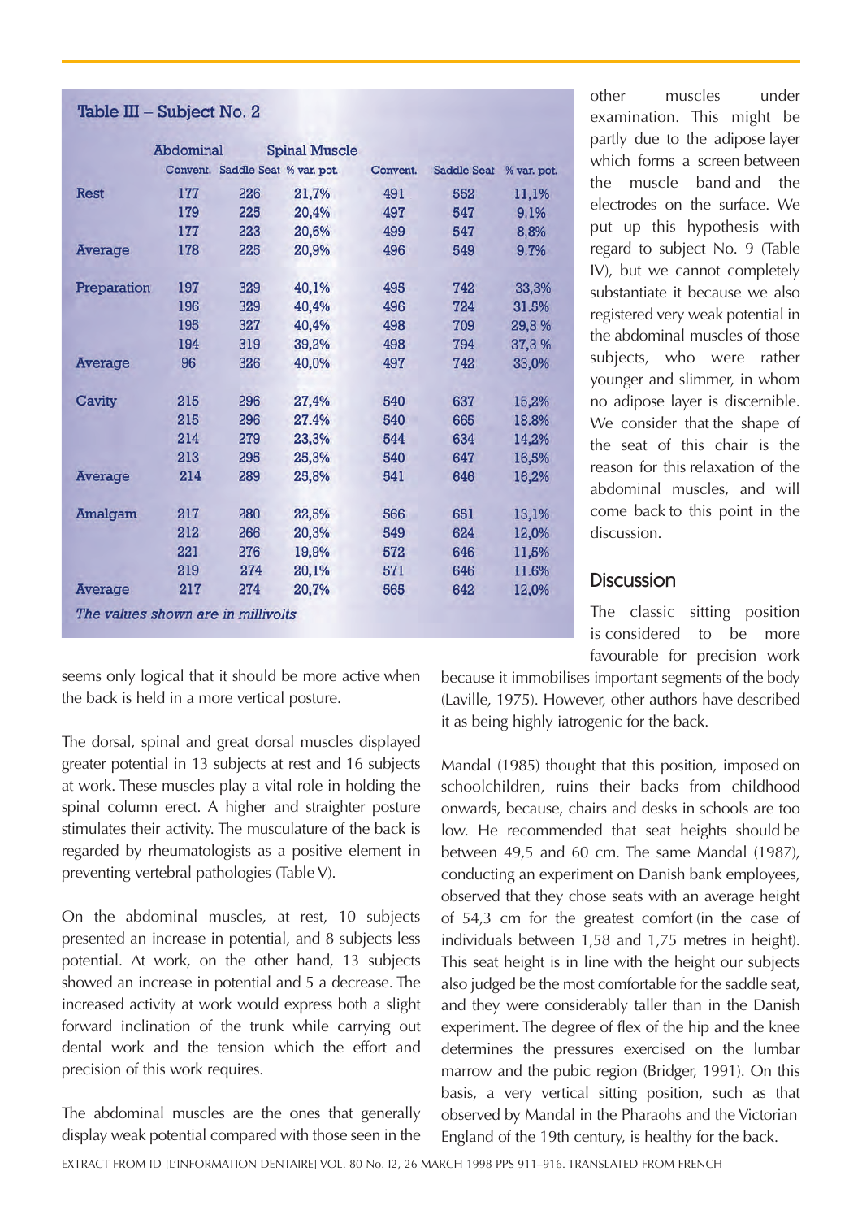**Table III – Subject No. 2**

| | Abdominal | | | Spinal Muscle | | |
|---|---|---|---|---|---|---|
| | Convent. | Saddle Seat | % var. pot. | Convent. | Saddle Seat | % var. pot. |
| Rest | 177 | 226 | 21,7% | 491 | 552 | 11,1% |
| | 179 | 225 | 20,4% | 497 | 547 | 9,1% |
| | 177 | 223 | 20,6% | 499 | 547 | 8,8% |
| Average | 178 | 225 | 20,9% | 496 | 549 | 9.7% |
| Preparation | 197 | 329 | 40,1% | 495 | 742 | 33,3% |
| | 196 | 329 | 40,4% | 496 | 724 | 31.5% |
| | 195 | 327 | 40,4% | 498 | 709 | 29,8 % |
| | 194 | 319 | 39,2% | 498 | 794 | 37,3 % |
| Average | 96 | 326 | 40,0% | 497 | 742 | 33,0% |
| Cavity | 215 | 296 | 27,4% | 540 | 637 | 15,2% |
| | 215 | 296 | 27.4% | 540 | 665 | 18.8% |
| | 214 | 279 | 23,3% | 544 | 634 | 14,2% |
| | 213 | 285 | 25,3% | 540 | 647 | 16,5% |
| Average | 214 | 289 | 25,8% | 541 | 646 | 16,2% |
| Amalgam | 217 | 280 | 22,5% | 566 | 651 | 13,1% |
| | 212 | 266 | 20,3% | 549 | 624 | 12,0% |
| | 221 | 276 | 19,9% | 572 | 646 | 11,5% |
| | 219 | 274 | 20,1% | 571 | 646 | 11.6% |
| Average | 217 | 274 | 20,7% | 565 | 642 | 12,0% |

*The values shown are in millivolts*

seems only logical that it should be more active when the back is held in a more vertical posture.

The dorsal, spinal and great dorsal muscles displayed greater potential in 13 subjects at rest and 16 subjects at work. These muscles play a vital role in holding the spinal column erect. A higher and straighter posture stimulates their activity. The musculature of the back is regarded by rheumatologists as a positive element in preventing vertebral pathologies (Table V).

On the abdominal muscles, at rest, 10 subjects presented an increase in potential, and 8 subjects less potential. At work, on the other hand, 13 subjects showed an increase in potential and 5 a decrease. The increased activity at work would express both a slight forward inclination of the trunk while carrying out dental work and the tension which the effort and precision of this work requires.

The abdominal muscles are the ones that generally display weak potential compared with those seen in the other muscles under examination. This might be partly due to the adipose layer which forms a screen between the muscle band and the electrodes on the surface. We put up this hypothesis with regard to subject No. 9 (Table IV), but we cannot completely substantiate it because we also registered very weak potential in the abdominal muscles of those subjects, who were rather younger and slimmer, in whom no adipose layer is discernible. We consider that the shape of the seat of this chair is the reason for this relaxation of the abdominal muscles, and will come back to this point in the discussion.

## Discussion

The classic sitting position is considered to be more favourable for precision work because it immobilises important segments of the body (Laville, 1975). However, other authors have described it as being highly iatrogenic for the back.

Mandal (1985) thought that this position, imposed on schoolchildren, ruins their backs from childhood onwards, because, chairs and desks in schools are too low. He recommended that seat heights should be between 49,5 and 60 cm. The same Mandal (1987), conducting an experiment on Danish bank employees, observed that they chose seats with an average height of 54,3 cm for the greatest comfort (in the case of individuals between 1,58 and 1,75 metres in height). This seat height is in line with the height our subjects also judged be the most comfortable for the saddle seat, and they were considerably taller than in the Danish experiment. The degree of flex of the hip and the knee determines the pressures exercised on the lumbar marrow and the pubic region (Bridger, 1991). On this basis, a very vertical sitting position, such as that observed by Mandal in the Pharaohs and the Victorian England of the 19th century, is healthy for the back.

EXTRACT FROM ID [L'INFORMATION DENTAIRE] VOL. 80 No. 12, 26 MARCH 1998 PPS 911–916. TRANSLATED FROM FRENCH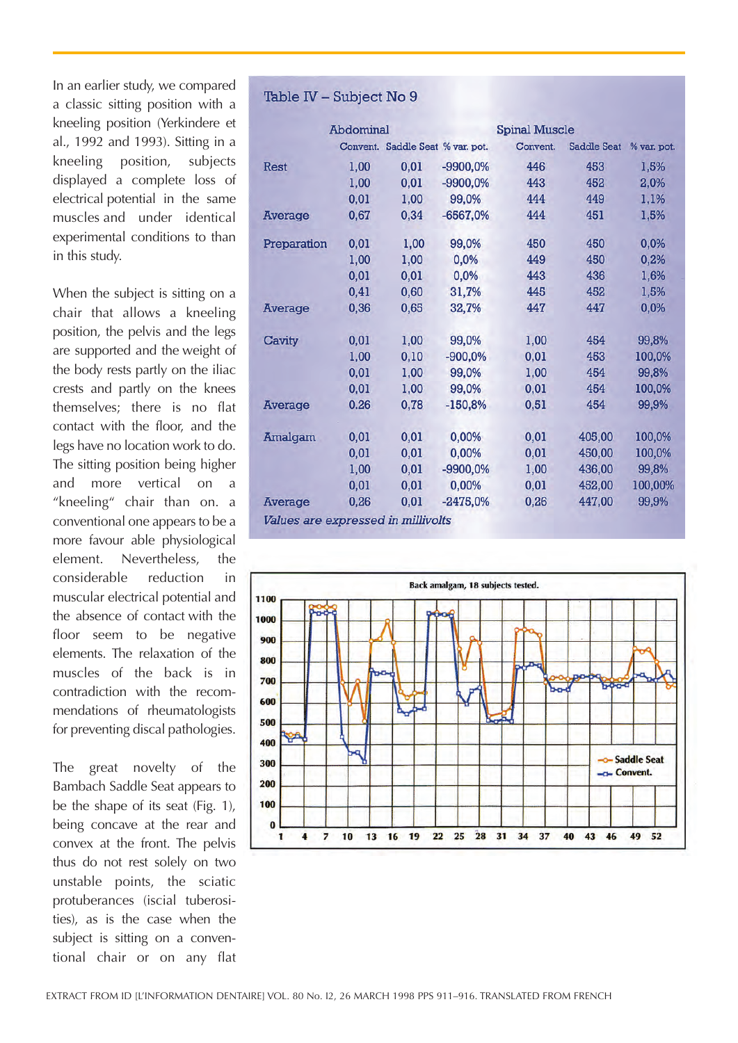In an earlier study, we compared a classic sitting position with a kneeling position (Yerkindere et al., 1992 and 1993). Sitting in a kneeling position, subjects displayed a complete loss of electrical potential in the same muscles and under identical experimental conditions to than in this study.

When the subject is sitting on a chair that allows a kneeling position, the pelvis and the legs are supported and the weight of the body rests partly on the iliac crests and partly on the knees themselves; there is no flat contact with the floor, and the legs have no location work to do. The sitting position being higher and more vertical on a "kneeling" chair than on. a conventional one appears to be a more favour able physiological element. Nevertheless, the considerable reduction in muscular electrical potential and the absence of contact with the floor seem to be negative elements. The relaxation of the muscles of the back is in contradiction with the recommendations of rheumatologists for preventing discal pathologies.

The great novelty of the Bambach Saddle Seat appears to be the shape of its seat (Fig. 1), being concave at the rear and convex at the front. The pelvis thus do not rest solely on two unstable points, the sciatic protuberances (iscial tuberosities), as is the case when the subject is sitting on a conventional chair or on any flat

**Table IV – Subject No 9**

| | Abdominal | | | Spinal Muscle | | |
|---|---|---|---|---|---|---|
| | Convent. | Saddle Seat | % var. pot. | Convent. | Saddle Seat | % var. pot. |
| Rest | 1,00 | 0,01 | -9900,0% | 446 | 453 | 1,5% |
| | 1,00 | 0,01 | -9900,0% | 443 | 452 | 2,0% |
| | 0,01 | 1,00 | 99,0% | 444 | 449 | 1,1% |
| Average | 0,67 | 0,34 | -6567,0% | 444 | 451 | 1,5% |
| Preparation | 0,01 | 1,00 | 99,0% | 450 | 450 | 0,0% |
| | 1,00 | 1,00 | 0,0% | 449 | 450 | 0,2% |
| | 0,01 | 0,01 | 0,0% | 443 | 436 | 1,6% |
| | 0,41 | 0,60 | 31,7% | 445 | 452 | 1,5% |
| Average | 0,36 | 0,65 | 32,7% | 447 | 447 | 0,0% |
| Cavity | 0,01 | 1,00 | 99,0% | 1,00 | 454 | 99,8% |
| | 1,00 | 0,10 | -900,0% | 0,01 | 453 | 100,0% |
| | 0,01 | 1,00 | 99,0% | 1,00 | 454 | 99,8% |
| | 0,01 | 1,00 | 99,0% | 0,01 | 454 | 100,0% |
| Average | 0.26 | 0,78 | -150,8% | 0,51 | 454 | 99,9% |
| Amalgam | 0,01 | 0,01 | 0,00% | 0,01 | 405,00 | 100,0% |
| | 0,01 | 0,01 | 0,00% | 0,01 | 450,00 | 100,0% |
| | 1,00 | 0,01 | -9900,0% | 1,00 | 436,00 | 99,8% |
| | 0,01 | 0,01 | 0,00% | 0,01 | 452,00 | 100,00% |
| Average | 0,26 | 0,01 | -2475,0% | 0,26 | 447,00 | 99,9% |

*Values are expressed in millivolts*

Back amalgam, 18 subjects tested.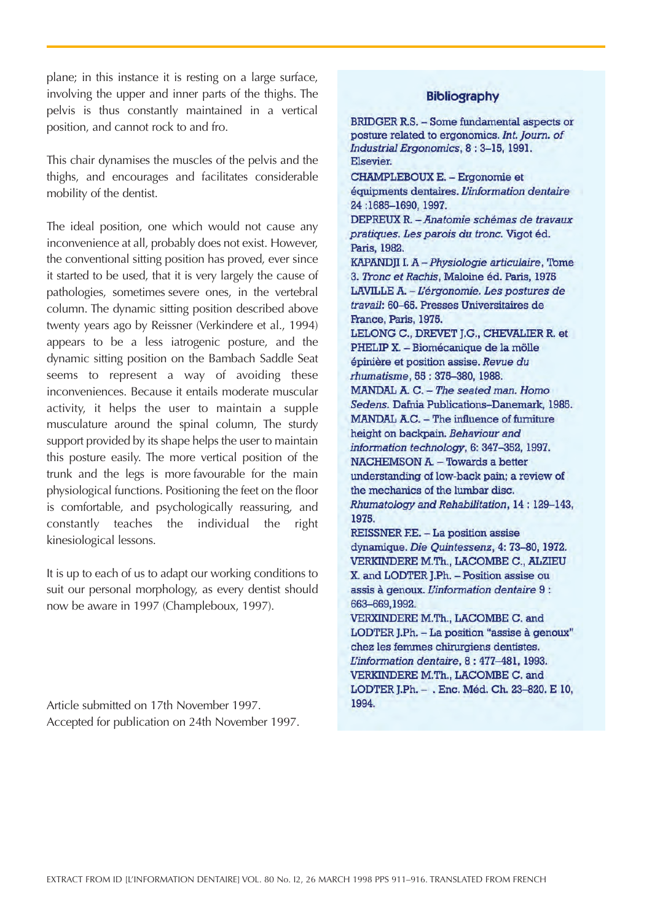plane; in this instance it is resting on a large surface, involving the upper and inner parts of the thighs. The pelvis is thus constantly maintained in a vertical position, and cannot rock to and fro.

This chair dynamises the muscles of the pelvis and the thighs, and encourages and facilitates considerable mobility of the dentist.

The ideal position, one which would not cause any inconvenience at all, probably does not exist. However, the conventional sitting position has proved, ever since it started to be used, that it is very largely the cause of pathologies, sometimes severe ones, in the vertebral column. The dynamic sitting position described above twenty years ago by Reissner (Verkindere et al., 1994) appears to be a less iatrogenic posture, and the dynamic sitting position on the Bambach Saddle Seat seems to represent a way of avoiding these inconveniences. Because it entails moderate muscular activity, it helps the user to maintain a supple musculature around the spinal column, The sturdy support provided by its shape helps the user to maintain this posture easily. The more vertical position of the trunk and the legs is more favourable for the main physiological functions. Positioning the feet on the floor is comfortable, and psychologically reassuring, and constantly teaches the individual the right kinesiological lessons.

It is up to each of us to adapt our working conditions to suit our personal morphology, as every dentist should now be aware in 1997 (Champleboux, 1997).

Article submitted on 17th November 1997.
Accepted for publication on 24th November 1997.

## Bibliography

BRIDGER R.S. – Some fundamental aspects or posture related to ergonomics. *Int. Journ. of Industrial Ergonomics*, 8 : 3–15, 1991. Elsevier.

CHAMPLEBOUX E. – Ergonomie et équipments dentaires. *L'information dentaire* 24 :1685–1690, 1997.

DEPREUX R. – *Anatomie schémas de travaux pratiques. Les parois du tronc.* Vigot éd. Paris, 1982.

KAPANDJI I. A – *Physiologie articulaire*, Tome 3. *Tronc et Rachis*, Maloine éd. Paris, 1975

LAVILLE A. – *L'ergonomie. Les postures de travail*: 60–65. Presses Universitaires de France, Paris, 1976.

LELONG C., DREVET J.G., CHEVALIER R. et PHELIP X. – Biomécanique de la mölle épinière et position assise. *Revue du rhumatisme*, 55 : 375–380, 1988.

MANDAL A. C. – *The seated man. Homo Sedens.* Dafnia Publications–Danemark, 1985.

MANDAL A.C. – The influence of furniture height on backpain. *Behaviour and information technology*, 6: 347–352, 1997.

NACHEMSON A. – Towards a better understanding of low-back pain; a review of the mechanics of the lumbar disc. *Rhumatology and Rehabilitation*, 14 : 129–143, 1975.

REISSNER F.E. – La position assise dynamique. *Die Quintessenz*, 4: 73–80, 1972.

VERKINDERE M.Th., LACOMBE C., ALZIEU X. and LODTER J.Ph. – Position assise ou assis à genoux. *L'information dentaire* 9 : 663–669,1992.

VERKINDERE M.Th., LACOMBE C. and LODTER J.Ph. – La position "assise à genoux" chez les femmes chirurgiens dentistes. *L'information dentaire*, 8 : 477–481, 1993.

VERKINDERE M.Th., LACOMBE C. and LODTER J.Ph. – . Enc. Méd. Ch. 23–820. E 10, 1994.

EXTRACT FROM ID [L'INFORMATION DENTAIRE] VOL. 80 No. 12, 26 MARCH 1998 PPS 911–916. TRANSLATED FROM FRENCH